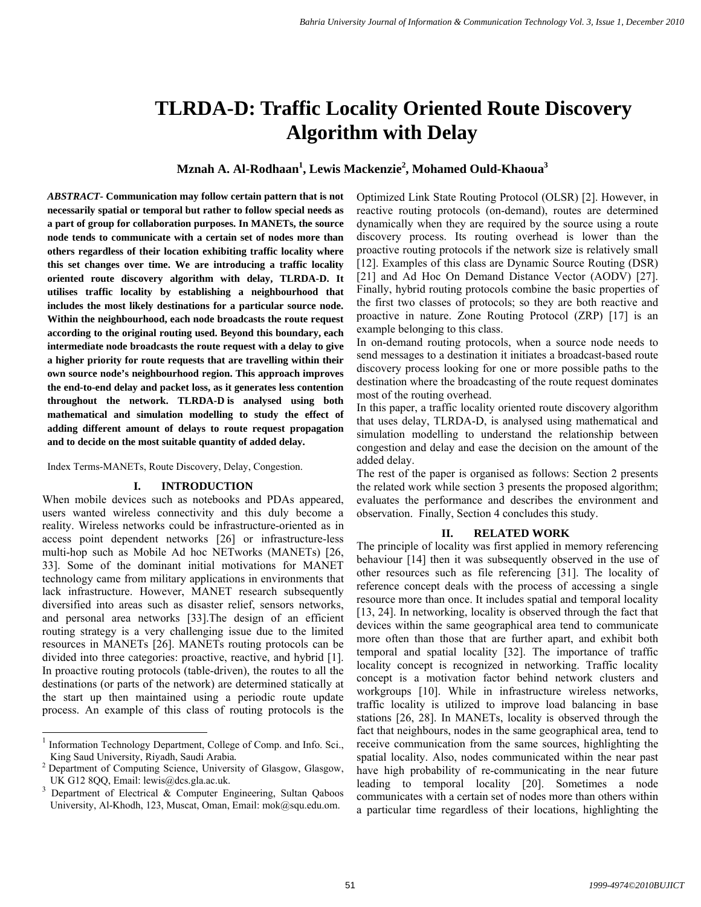# TLRDA-D: Traffic Locality Oriented Route Discovery Algorithm with Delay

**Mznah A. Al-Rodhaan[1], Lewis Mackenzie[2], Mohamed Ould-Khaoua[3]**

***ABSTRACT*- Communication may follow certain pattern that is not necessarily spatial or temporal but rather to follow special needs as a part of group for collaboration purposes. In MANETs, the source node tends to communicate with a certain set of nodes more than others regardless of their location exhibiting traffic locality where this set changes over time. We are introducing a traffic locality oriented route discovery algorithm with delay, TLRDA-D. It utilises traffic locality by establishing a neighbourhood that includes the most likely destinations for a particular source node. Within the neighbourhood, each node broadcasts the route request according to the original routing used. Beyond this boundary, each intermediate node broadcasts the route request with a delay to give a higher priority for route requests that are travelling within their own source node's neighbourhood region. This approach improves the end-to-end delay and packet loss, as it generates less contention throughout the network. TLRDA-D is analysed using both mathematical and simulation modelling to study the effect of adding different amount of delays to route request propagation and to decide on the most suitable quantity of added delay.**

Index Terms-MANETs, Route Discovery, Delay, Congestion.

## I. INTRODUCTION

When mobile devices such as notebooks and PDAs appeared, users wanted wireless connectivity and this duly become a reality. Wireless networks could be infrastructure-oriented as in access point dependent networks [26] or infrastructure-less multi-hop such as Mobile Ad hoc NETworks (MANETs) [26, 33]. Some of the dominant initial motivations for MANET technology came from military applications in environments that lack infrastructure. However, MANET research subsequently diversified into areas such as disaster relief, sensors networks, and personal area networks [33].The design of an efficient routing strategy is a very challenging issue due to the limited resources in MANETs [26]. MANETs routing protocols can be divided into three categories: proactive, reactive, and hybrid [1]. In proactive routing protocols (table-driven), the routes to all the destinations (or parts of the network) are determined statically at the start up then maintained using a periodic route update process. An example of this class of routing protocols is the Optimized Link State Routing Protocol (OLSR) [2]. However, in reactive routing protocols (on-demand), routes are determined dynamically when they are required by the source using a route discovery process. Its routing overhead is lower than the proactive routing protocols if the network size is relatively small [12]. Examples of this class are Dynamic Source Routing (DSR) [21] and Ad Hoc On Demand Distance Vector (AODV) [27]. Finally, hybrid routing protocols combine the basic properties of the first two classes of protocols; so they are both reactive and proactive in nature. Zone Routing Protocol (ZRP) [17] is an example belonging to this class.

In on-demand routing protocols, when a source node needs to send messages to a destination it initiates a broadcast-based route discovery process looking for one or more possible paths to the destination where the broadcasting of the route request dominates most of the routing overhead.

In this paper, a traffic locality oriented route discovery algorithm that uses delay, TLRDA-D, is analysed using mathematical and simulation modelling to understand the relationship between congestion and delay and ease the decision on the amount of the added delay.

The rest of the paper is organised as follows: Section 2 presents the related work while section 3 presents the proposed algorithm; evaluates the performance and describes the environment and observation. Finally, Section 4 concludes this study.

## II. RELATED WORK

The principle of locality was first applied in memory referencing behaviour [14] then it was subsequently observed in the use of other resources such as file referencing [31]. The locality of reference concept deals with the process of accessing a single resource more than once. It includes spatial and temporal locality [13, 24]. In networking, locality is observed through the fact that devices within the same geographical area tend to communicate more often than those that are further apart, and exhibit both temporal and spatial locality [32]. The importance of traffic locality concept is recognized in networking. Traffic locality concept is a motivation factor behind network clusters and workgroups [10]. While in infrastructure wireless networks, traffic locality is utilized to improve load balancing in base stations [26, 28]. In MANETs, locality is observed through the fact that neighbours, nodes in the same geographical area, tend to receive communication from the same sources, highlighting the spatial locality. Also, nodes communicated within the near past have high probability of re-communicating in the near future leading to temporal locality [20]. Sometimes a node communicates with a certain set of nodes more than others within a particular time regardless of their locations, highlighting the

---

[1] Information Technology Department, College of Comp. and Info. Sci., King Saud University, Riyadh, Saudi Arabia.

[2] Department of Computing Science, University of Glasgow, Glasgow, UK G12 8QQ, Email: lewis@dcs.gla.ac.uk.

[3] Department of Electrical & Computer Engineering, Sultan Qaboos University, Al-Khodh, 123, Muscat, Oman, Email: mok@squ.edu.om.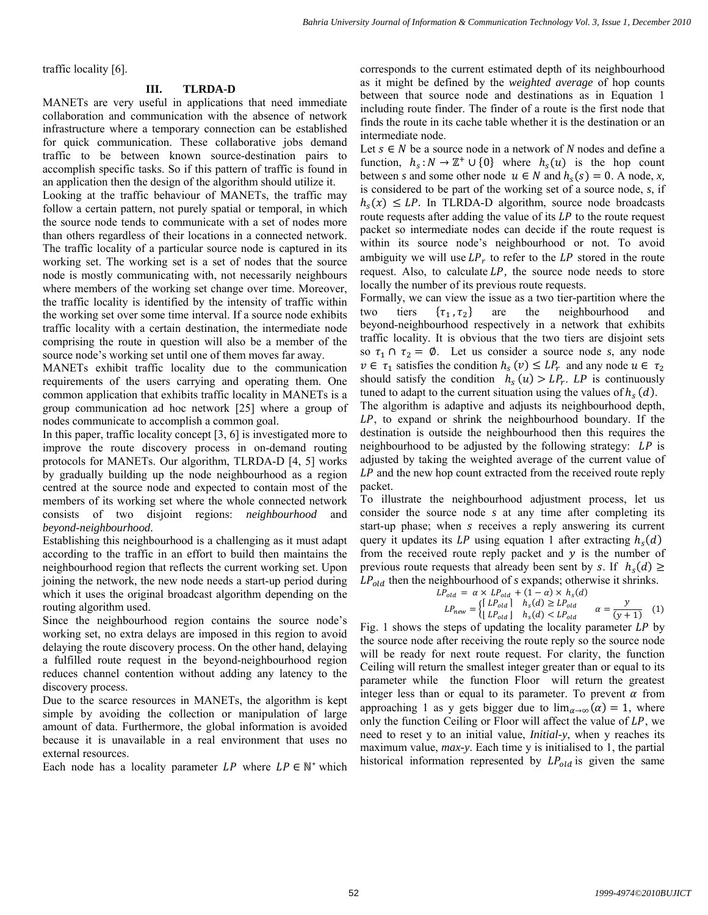traffic locality [6].

## III. TLRDA-D

MANETs are very useful in applications that need immediate collaboration and communication with the absence of network infrastructure where a temporary connection can be established for quick communication. These collaborative jobs demand traffic to be between known source-destination pairs to accomplish specific tasks. So if this pattern of traffic is found in an application then the design of the algorithm should utilize it.

Looking at the traffic behaviour of MANETs, the traffic may follow a certain pattern, not purely spatial or temporal, in which the source node tends to communicate with a set of nodes more than others regardless of their locations in a connected network. The traffic locality of a particular source node is captured in its working set. The working set is a set of nodes that the source node is mostly communicating with, not necessarily neighbours where members of the working set change over time. Moreover, the traffic locality is identified by the intensity of traffic within the working set over some time interval. If a source node exhibits traffic locality with a certain destination, the intermediate node comprising the route in question will also be a member of the source node's working set until one of them moves far away.

MANETs exhibit traffic locality due to the communication requirements of the users carrying and operating them. One common application that exhibits traffic locality in MANETs is a group communication ad hoc network [25] where a group of nodes communicate to accomplish a common goal.

In this paper, traffic locality concept [3, 6] is investigated more to improve the route discovery process in on-demand routing protocols for MANETs. Our algorithm, TLRDA-D [4, 5] works by gradually building up the node neighbourhood as a region centred at the source node and expected to contain most of the members of its working set where the whole connected network consists of two disjoint regions: *neighbourhood* and *beyond-neighbourhood*.

Establishing this neighbourhood is a challenging as it must adapt according to the traffic in an effort to build then maintains the neighbourhood region that reflects the current working set. Upon joining the network, the new node needs a start-up period during which it uses the original broadcast algorithm depending on the routing algorithm used.

Since the neighbourhood region contains the source node's working set, no extra delays are imposed in this region to avoid delaying the route discovery process. On the other hand, delaying a fulfilled route request in the beyond-neighbourhood region reduces channel contention without adding any latency to the discovery process.

Due to the scarce resources in MANETs, the algorithm is kept simple by avoiding the collection or manipulation of large amount of data. Furthermore, the global information is avoided because it is unavailable in a real environment that uses no external resources.

Each node has a locality parameter $LP$ where $LP \in \mathbb{N}^*$ which corresponds to the current estimated depth of its neighbourhood as it might be defined by the *weighted average* of hop counts between that source node and destinations as in Equation 1 including route finder. The finder of a route is the first node that finds the route in its cache table whether it is the destination or an intermediate node.

Let $s \in N$ be a source node in a network of $N$ nodes and define a function, $h_s : N \to \mathbb{Z}^+ \cup \{0\}$ where $h_s(u)$ is the hop count between $s$ and some other node $u \in N$ and $h_s(s) = 0$. A node, $x$, is considered to be part of the working set of a source node, $s$, if $h_s(x) \leq LP$. In TLRDA-D algorithm, source node broadcasts route requests after adding the value of its $LP$ to the route request packet so intermediate nodes can decide if the route request is within its source node's neighbourhood or not. To avoid ambiguity we will use $LP_r$ to refer to the $LP$ stored in the route request. Also, to calculate $LP$, the source node needs to store locally the number of its previous route requests.

Formally, we can view the issue as a two tier-partition where the two tiers $\{\tau_1, \tau_2\}$ are the neighbourhood and beyond-neighbourhood respectively in a network that exhibits traffic locality. It is obvious that the two tiers are disjoint sets so $\tau_1 \cap \tau_2 = \emptyset$. Let us consider a source node $s$, any node $v \in \tau_1$ satisfies the condition $h_s(v) \leq LP_r$ and any node $u \in \tau_2$ should satisfy the condition $h_s(u) > LP_r$. $LP$ is continuously tuned to adapt to the current situation using the values of $h_s(d)$.

The algorithm is adaptive and adjusts its neighbourhood depth, $LP$, to expand or shrink the neighbourhood boundary. If the destination is outside the neighbourhood then this requires the neighbourhood to be adjusted by the following strategy: $LP$ is adjusted by taking the weighted average of the current value of $LP$ and the new hop count extracted from the received route reply packet.

To illustrate the neighbourhood adjustment process, let us consider the source node $s$ at any time after completing its start-up phase; when $s$ receives a reply answering its current query it updates its $LP$ using equation 1 after extracting $h_s(d)$ from the received route reply packet and $y$ is the number of previous route requests that already been sent by $s$. If $h_s(d) \geq LP_{old}$ then the neighbourhood of $s$ expands; otherwise it shrinks.

$$LP_{old} = \alpha \times LP_{old} + (1 - \alpha) \times h_s(d)$$
$$LP_{new} = \begin{cases} \lceil LP_{old} \rceil & h_s(d) \geq LP_{old} \\ \lfloor LP_{old} \rfloor & h_s(d) < LP_{old} \end{cases} \qquad \alpha = \frac{y}{(y+1)} \quad (1)$$

Fig. 1 shows the steps of updating the locality parameter $LP$ by the source node after receiving the route reply so the source node will be ready for next route request. For clarity, the function Ceiling will return the smallest integer greater than or equal to its parameter while the function Floor will return the greatest integer less than or equal to its parameter. To prevent $\alpha$ from approaching 1 as y gets bigger due to $\lim_{\alpha \to \infty}(\alpha) = 1$, where only the function Ceiling or Floor will affect the value of $LP$, we need to reset y to an initial value, *Initial-y*, when y reaches its maximum value, *max-y*. Each time y is initialised to 1, the partial historical information represented by $LP_{old}$ is given the same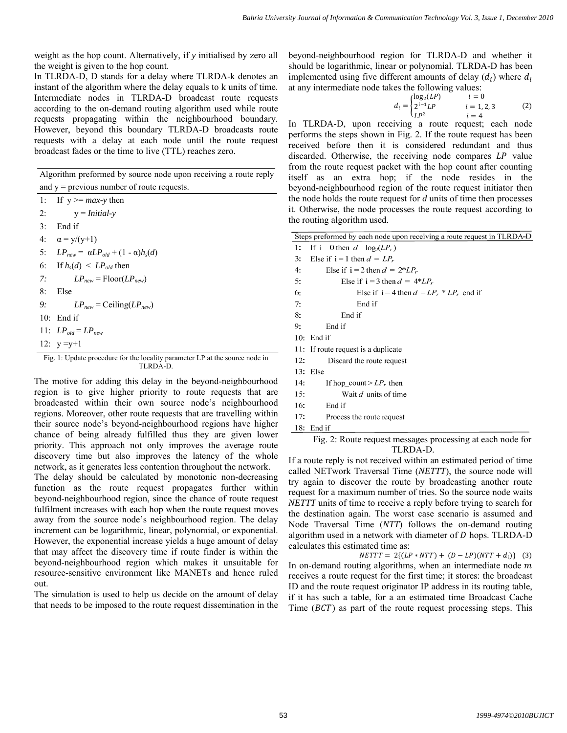weight as the hop count. Alternatively, if *y* initialised by zero all the weight is given to the hop count.

In TLRDA-D, D stands for a delay where TLRDA-k denotes an instant of the algorithm where the delay equals to k units of time. Intermediate nodes in TLRDA-D broadcast route requests according to the on-demand routing algorithm used while route requests propagating within the neighbourhood boundary. However, beyond this boundary TLRDA-D broadcasts route requests with a delay at each node until the route request broadcast fades or the time to live (TTL) reaches zero.

Algorithm preformed by source node upon receiving a route reply and y = previous number of route requests.

```
1:  If y >= max-y then
2:      y = Initial-y
3:  End if
4:  α = y/(y+1)
5:  LP_new = αLP_old + (1 - α)h_s(d)
6:  If h_s(d) < LP_old then
7:      LP_new = Floor(LP_new)
8:  Else
9:      LP_new = Ceiling(LP_new)
10: End if
11: LP_old = LP_new
12: y = y+1
```

Fig. 1: Update procedure for the locality parameter LP at the source node in TLRDA-D.

The motive for adding this delay in the beyond-neighbourhood region is to give higher priority to route requests that are broadcasted within their own source node's neighbourhood regions. Moreover, other route requests that are travelling within their source node's beyond-neighbourhood regions have higher chance of being already fulfilled thus they are given lower priority. This approach not only improves the average route discovery time but also improves the latency of the whole network, as it generates less contention throughout the network.

The delay should be calculated by monotonic non-decreasing function as the route request propagates further within beyond-neighbourhood region, since the chance of route request fulfilment increases with each hop when the route request moves away from the source node's neighbourhood region. The delay increment can be logarithmic, linear, polynomial, or exponential. However, the exponential increase yields a huge amount of delay that may affect the discovery time if route finder is within the beyond-neighbourhood region which makes it unsuitable for resource-sensitive environment like MANETs and hence ruled out.

The simulation is used to help us decide on the amount of delay that needs to be imposed to the route request dissemination in the beyond-neighbourhood region for TLRDA-D and whether it should be logarithmic, linear or polynomial. TLRDA-D has been implemented using five different amounts of delay ($d_i$) where $d_i$ at any intermediate node takes the following values:

$$d_i = \begin{cases} \log_2(LP) & i = 0 \\ 2^{i-1}LP & i = 1, 2, 3 \\ LP^2 & i = 4 \end{cases} \quad (2)$$

In TLRDA-D, upon receiving a route request; each node performs the steps shown in Fig. 2. If the route request has been received before then it is considered redundant and thus discarded. Otherwise, the receiving node compares $LP$ value from the route request packet with the hop count after counting itself as an extra hop; if the node resides in the beyond-neighbourhood region of the route request initiator then the node holds the route request for *d* units of time then processes it. Otherwise, the node processes the route request according to the routing algorithm used.

Steps preformed by each node upon receiving a route request in TLRDA-D

```
1:  If i = 0 then d = log2(LP_r)
3:  Else if i = 1 then d = LP_r
4:      Else if i = 2 then d = 2*LP_r
5:          Else if i = 3 then d = 4*LP_r
6:              Else if i = 4 then d = LP_r * LP_r end if
7:              End if
8:          End if
9:      End if
10: End if
11: If route request is a duplicate
12:     Discard the route request
13: Else
14:     If hop_count > LP_r then
15:         Wait d units of time
16:     End if
17:     Process the route request
18: End if
```

Fig. 2: Route request messages processing at each node for TLRDA-D.

If a route reply is not received within an estimated period of time called NETwork Traversal Time (*NETTT*), the source node will try again to discover the route by broadcasting another route request for a maximum number of tries. So the source node waits *NETTT* units of time to receive a reply before trying to search for the destination again. The worst case scenario is assumed and Node Traversal Time (*NTT*) follows the on-demand routing algorithm used in a network with diameter of $D$ hops. TLRDA-D calculates this estimated time as:

$$NETTT = 2\{(LP * NTT) + (D - LP)(NTT + d_i)\} \quad (3)$$

In on-demand routing algorithms, when an intermediate node $m$ receives a route request for the first time; it stores: the broadcast ID and the route request originator IP address in its routing table, if it has such a table, for a an estimated time Broadcast Cache Time ($BCT$) as part of the route request processing steps. This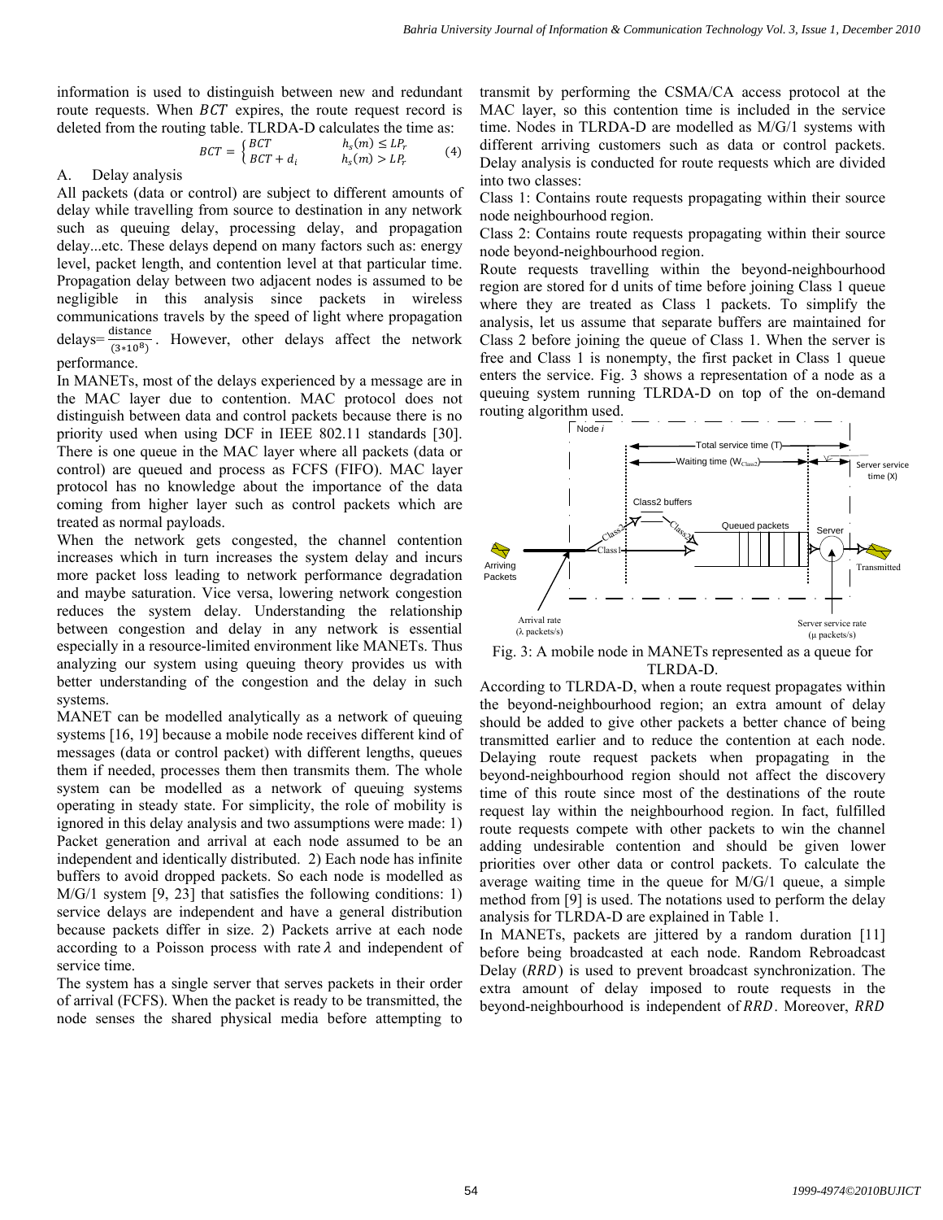information is used to distinguish between new and redundant route requests. When $BCT$ expires, the route request record is deleted from the routing table. TLRDA-D calculates the time as:

$$BCT = \begin{cases} BCT & h_s(m) \le LP_r \\ BCT + d_i & h_s(m) > LP_r \end{cases} \quad (4)$$

## A. Delay analysis

All packets (data or control) are subject to different amounts of delay while travelling from source to destination in any network such as queuing delay, processing delay, and propagation delay...etc. These delays depend on many factors such as: energy level, packet length, and contention level at that particular time. Propagation delay between two adjacent nodes is assumed to be negligible in this analysis since packets in wireless communications travels by the speed of light where propagation delays= $\frac{\text{distance}}{(3*10^8)}$. However, other delays affect the network performance.

In MANETs, most of the delays experienced by a message are in the MAC layer due to contention. MAC protocol does not distinguish between data and control packets because there is no priority used when using DCF in IEEE 802.11 standards [30]. There is one queue in the MAC layer where all packets (data or control) are queued and process as FCFS (FIFO). MAC layer protocol has no knowledge about the importance of the data coming from higher layer such as control packets which are treated as normal payloads.

When the network gets congested, the channel contention increases which in turn increases the system delay and incurs more packet loss leading to network performance degradation and maybe saturation. Vice versa, lowering network congestion reduces the system delay. Understanding the relationship between congestion and delay in any network is essential especially in a resource-limited environment like MANETs. Thus analyzing our system using queuing theory provides us with better understanding of the congestion and the delay in such systems.

MANET can be modelled analytically as a network of queuing systems [16, 19] because a mobile node receives different kind of messages (data or control packet) with different lengths, queues them if needed, processes them then transmits them. The whole system can be modelled as a network of queuing systems operating in steady state. For simplicity, the role of mobility is ignored in this delay analysis and two assumptions were made: 1) Packet generation and arrival at each node assumed to be an independent and identically distributed. 2) Each node has infinite buffers to avoid dropped packets. So each node is modelled as M/G/1 system [9, 23] that satisfies the following conditions: 1) service delays are independent and have a general distribution because packets differ in size. 2) Packets arrive at each node according to a Poisson process with rate $\lambda$ and independent of service time.

The system has a single server that serves packets in their order of arrival (FCFS). When the packet is ready to be transmitted, the node senses the shared physical media before attempting to transmit by performing the CSMA/CA access protocol at the MAC layer, so this contention time is included in the service time. Nodes in TLRDA-D are modelled as M/G/1 systems with different arriving customers such as data or control packets. Delay analysis is conducted for route requests which are divided into two classes:

Class 1: Contains route requests propagating within their source node neighbourhood region.

Class 2: Contains route requests propagating within their source node beyond-neighbourhood region.

Route requests travelling within the beyond-neighbourhood region are stored for d units of time before joining Class 1 queue where they are treated as Class 1 packets. To simplify the analysis, let us assume that separate buffers are maintained for Class 2 before joining the queue of Class 1. When the server is free and Class 1 is nonempty, the first packet in Class 1 queue enters the service. Fig. 3 shows a representation of a node as a queuing system running TLRDA-D on top of the on-demand routing algorithm used.

Fig. 3: A mobile node in MANETs represented as a queue for TLRDA-D.

According to TLRDA-D, when a route request propagates within the beyond-neighbourhood region; an extra amount of delay should be added to give other packets a better chance of being transmitted earlier and to reduce the contention at each node. Delaying route request packets when propagating in the beyond-neighbourhood region should not affect the discovery time of this route since most of the destinations of the route request lay within the neighbourhood region. In fact, fulfilled route requests compete with other packets to win the channel adding undesirable contention and should be given lower priorities over other data or control packets. To calculate the average waiting time in the queue for M/G/1 queue, a simple method from [9] is used. The notations used to perform the delay analysis for TLRDA-D are explained in Table 1.

In MANETs, packets are jittered by a random duration [11] before being broadcasted at each node. Random Rebroadcast Delay ($RRD$) is used to prevent broadcast synchronization. The extra amount of delay imposed to route requests in the beyond-neighbourhood is independent of $RRD$. Moreover, $RRD$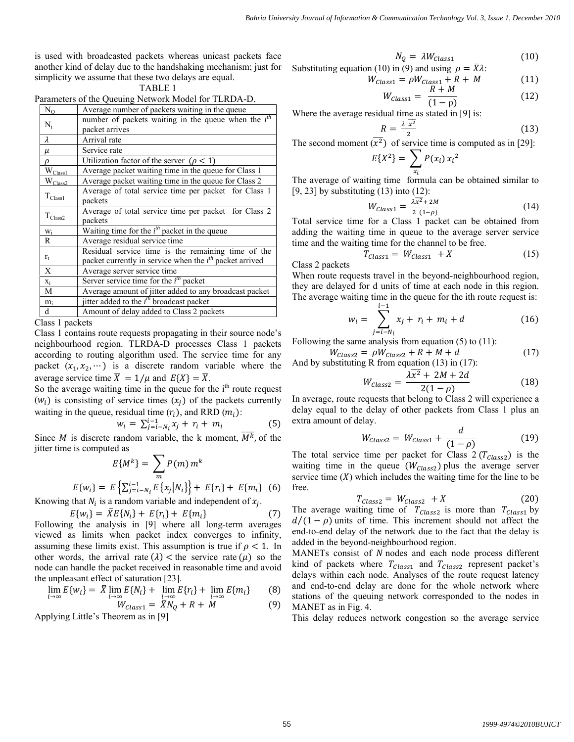is used with broadcasted packets whereas unicast packets face another kind of delay due to the handshaking mechanism; just for simplicity we assume that these two delays are equal.

TABLE 1

Parameters of the Queuing Network Model for TLRDA-D.

| | |
|---|---|
| $N_Q$ | Average number of packets waiting in the queue |
| $N_i$ | number of packets waiting in the queue when the $i^{th}$ packet arrives |
| $\lambda$ | Arrival rate |
| $\mu$ | Service rate |
| $\rho$ | Utilization factor of the server $(\rho < 1)$ |
| $W_{Class1}$ | Average packet waiting time in the queue for Class 1 |
| $W_{Class2}$ | Average packet waiting time in the queue for Class 2 |
| $T_{Class1}$ | Average of total service time per packet for Class 1 packets |
| $T_{Class2}$ | Average of total service time per packet for Class 2 packets |
| $w_i$ | Waiting time for the $i^{th}$ packet in the queue |
| R | Average residual service time |
| $r_i$ | Residual service time is the remaining time of the packet currently in service when the $i^{th}$ packet arrived |
| X | Average server service time |
| $x_i$ | Server service time for the $i^{th}$ packet |
| M | Average amount of jitter added to any broadcast packet |
| $m_i$ | jitter added to the $i^{th}$ broadcast packet |
| d | Amount of delay added to Class 2 packets |

Class 1 packets

Class 1 contains route requests propagating in their source node's neighbourhood region. TLRDA-D processes Class 1 packets according to routing algorithm used. The service time for any packet $(x_1, x_2, \cdots)$ is a discrete random variable where the average service time $\bar{X} = 1/\mu$ and $E\{X\} = \bar{X}$.

So the average waiting time in the queue for the i[th] route request $(w_i)$ is consisting of service times $(x_j)$ of the packets currently waiting in the queue, residual time $(r_i)$, and RRD $(m_i)$:

$$w_i = \sum_{j=i-N_i}^{i-1} x_j + r_i + m_i \tag{5}$$

Since $M$ is discrete random variable, the k moment, $\overline{M^k}$, of the jitter time is computed as

$$E\{M^k\} = \sum_m P(m)\, m^k$$

$$E\{w_i\} = E\left\{\sum_{j=i-N_i}^{i-1} E\{x_j | N_i\}\right\} + E\{r_i\} + E\{m_i\} \tag{6}$$

Knowing that $N_i$ is a random variable and independent of $x_j$.

$$E\{w_i\} = \bar{X} E\{N_i\} + E\{r_i\} + E\{m_i\} \tag{7}$$

Following the analysis in [9] where all long-term averages viewed as limits when packet index converges to infinity, assuming these limits exist. This assumption is true if $\rho < 1$. In other words, the arrival rate $(\lambda) <$ the service rate $(\mu)$ so the node can handle the packet received in reasonable time and avoid the unpleasant effect of saturation [23].

$$\lim_{i\to\infty} E\{w_i\} = \bar{X} \lim_{i\to\infty} E\{N_i\} + \lim_{i\to\infty} E\{r_i\} + \lim_{i\to\infty} E\{m_i\} \tag{8}$$

$$W_{Class1} = \bar{X} N_Q + R + M \tag{9}$$

Applying Little's Theorem as in [9]

$$N_Q = \lambda W_{Class1} \tag{10}$$

Substituting equation (10) in (9) and using $\rho = \bar{X}\lambda$:

$$W_{Class1} = \rho W_{Class1} + R + M \tag{11}$$

$$W_{Class1} = \frac{R + M}{(1 - \rho)} \tag{12}$$

Where the average residual time as stated in [9] is:

$$R = \frac{\lambda\, \overline{x^2}}{2} \tag{13}$$

The second moment $(\overline{x^2})$ of service time is computed as in [29]:

$$E\{X^2\} = \sum_{x_i} P(x_i)\, x_i^2$$

The average of waiting time formula can be obtained similar to [9, 23] by substituting (13) into (12):

$$W_{Class1} = \frac{\lambda\overline{x^2} + 2M}{2\,(1-\rho)} \tag{14}$$

Total service time for a Class 1 packet can be obtained from adding the waiting time in queue to the average server service time and the waiting time for the channel to be free.

$$T_{Class1} = W_{Class1} + X \tag{15}$$

Class 2 packets

When route requests travel in the beyond-neighbourhood region, they are delayed for d units of time at each node in this region. The average waiting time in the queue for the ith route request is:

$$w_i = \sum_{j=i-N_i}^{i-1} x_j + r_i + m_i + d \tag{16}$$

Following the same analysis from equation (5) to (11):

$$W_{Class2} = \rho W_{Class2} + R + M + d \tag{17}$$

And by substituting R from equation (13) in (17):

$$W_{Class2} = \frac{\lambda\overline{x^2} + 2M + 2d}{2(1-\rho)} \tag{18}$$

In average, route requests that belong to Class 2 will experience a delay equal to the delay of other packets from Class 1 plus an extra amount of delay.

$$W_{Class2} = W_{Class1} + \frac{d}{(1-\rho)} \tag{19}$$

The total service time per packet for Class 2 $(T_{Class2})$ is the waiting time in the queue $(W_{Class2})$ plus the average server service time $(X)$ which includes the waiting time for the line to be free.

$$T_{Class2} = W_{Class2} + X \tag{20}$$

The average waiting time of $T_{Class2}$ is more than $T_{Class1}$ by $d/(1-\rho)$ units of time. This increment should not affect the end-to-end delay of the network due to the fact that the delay is added in the beyond-neighbourhood region.

MANETs consist of $N$ nodes and each node process different kind of packets where $T_{Class1}$ and $T_{Class2}$ represent packet's delays within each node. Analyses of the route request latency and end-to-end delay are done for the whole network where stations of the queuing network corresponded to the nodes in MANET as in Fig. 4.

This delay reduces network congestion so the average service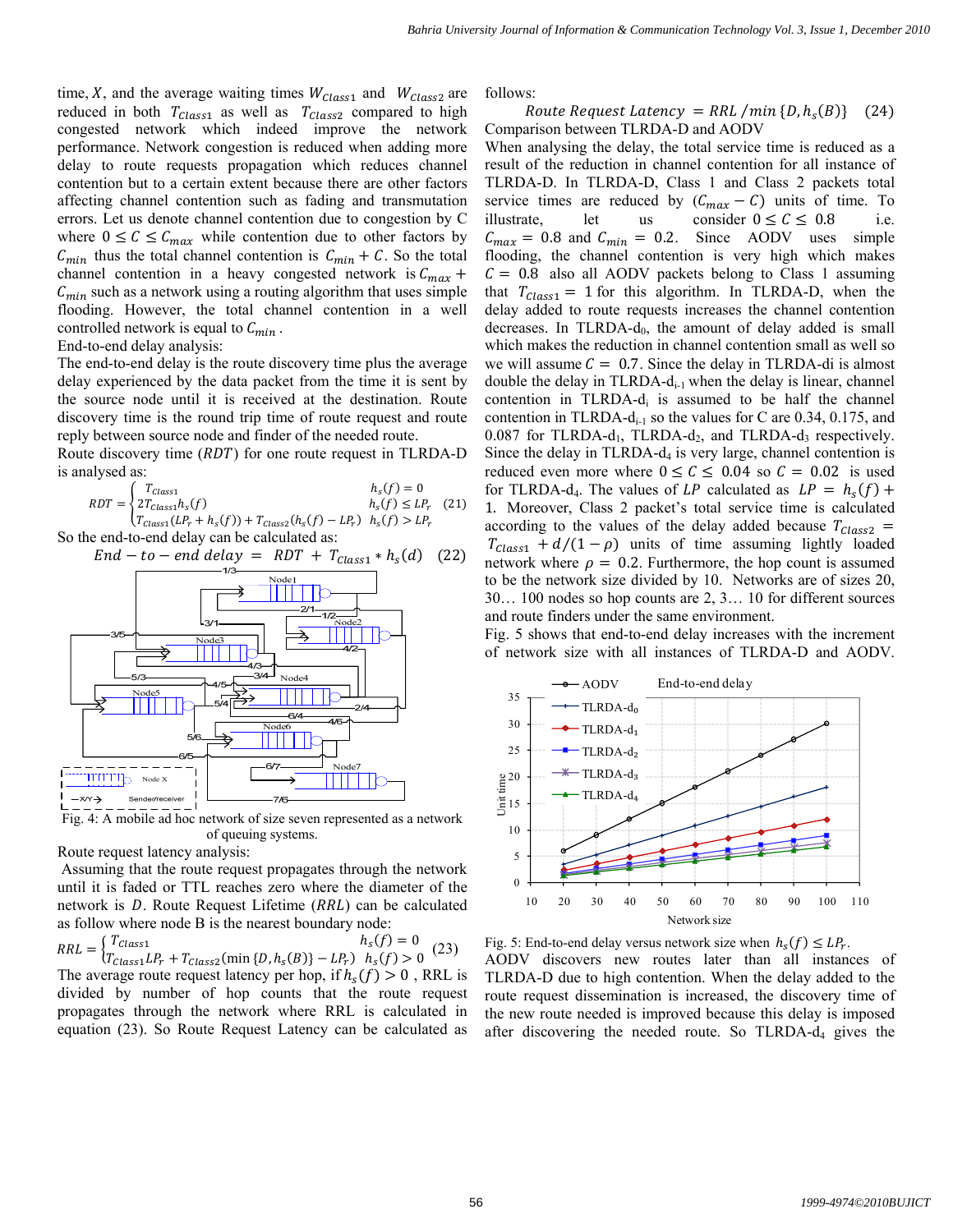time, $X$, and the average waiting times $W_{Class1}$ and $W_{Class2}$ are reduced in both $T_{Class1}$ as well as $T_{Class2}$ compared to high congested network which indeed improve the network performance. Network congestion is reduced when adding more delay to route requests propagation which reduces channel contention but to a certain extent because there are other factors affecting channel contention such as fading and transmution errors. Let us denote channel contention due to congestion by C where $0 \le C \le C_{max}$ while contention due to other factors by $C_{min}$ thus the total channel contention is $C_{min} + C$. So the total channel contention in a heavy congested network is $C_{max} + C_{min}$ such as a network using a routing algorithm that uses simple flooding. However, the total channel contention in a well controlled network is equal to $C_{min}$.

End-to-end delay analysis:

The end-to-end delay is the route discovery time plus the average delay experienced by the data packet from the time it is sent by the source node until it is received at the destination. Route discovery time is the round trip time of route request and route reply between source node and finder of the needed route.

Route discovery time ($RDT$) for one route request in TLRDA-D is analysed as:

$$RDT = \begin{cases} T_{Class1} & h_s(f) = 0 \\ 2T_{Class1}h_s(f) & h_s(f) \le LP_r \\ T_{Class1}(LP_r + h_s(f)) + T_{Class2}(h_s(f) - LP_r) & h_s(f) > LP_r \end{cases} \quad (21)$$

So the end-to-end delay can be calculated as:

$$End - to - end\ delay = RDT + T_{Class1} * h_s(d) \quad (22)$$

Fig. 4: A mobile ad hoc network of size seven represented as a network of queuing systems.

Route request latency analysis:

Assuming that the route request propagates through the network until it is faded or TTL reaches zero where the diameter of the network is $D$. Route Request Lifetime ($RRL$) can be calculated as follow where node B is the nearest boundary node:

$$RRL = \begin{cases} T_{Class1} & h_s(f) = 0 \\ T_{Class1}LP_r + T_{Class2}(\min\{D, h_s(B)\} - LP_r) & h_s(f) > 0 \end{cases} \quad (23)$$

The average route request latency per hop, if $h_s(f) > 0$ , RRL is divided by number of hop counts that the route request propagates through the network where RRL is calculated in equation (23). So Route Request Latency can be calculated as follows:

$$Route\ Request\ Latency = RRL / \min\{D, h_s(B)\} \quad (24)$$

Comparison between TLRDA-D and AODV

When analysing the delay, the total service time is reduced as a result of the reduction in channel contention for all instance of TLRDA-D. In TLRDA-D, Class 1 and Class 2 packets total service times are reduced by $(C_{max} - C)$ units of time. To illustrate, let us consider $0 \le C \le 0.8$ i.e. $C_{max} = 0.8$ and $C_{min} = 0.2$. Since AODV uses simple flooding, the channel contention is very high which makes $C = 0.8$ also all AODV packets belong to Class 1 assuming that $T_{Class1} = 1$ for this algorithm. In TLRDA-D, when the delay added to route requests increases the channel contention decreases. In TLRDA-d$_0$, the amount of delay added is small which makes the reduction in channel contention small as well so we will assume $C = 0.7$. Since the delay in TLRDA-d$_i$ is almost double the delay in TLRDA-d$_{i-1}$ when the delay is linear, channel contention in TLRDA-d$_i$ is assumed to be half the channel contention in TLRDA-d$_{i-1}$ so the values for C are 0.34, 0.175, and 0.087 for TLRDA-d$_1$, TLRDA-d$_2$, and TLRDA-d$_3$ respectively. Since the delay in TLRDA-d$_4$ is very large, channel contention is reduced even more where $0 \le C \le 0.04$ so $C = 0.02$ is used for TLRDA-d$_4$. The values of $LP$ calculated as $LP = h_s(f) + 1$. Moreover, Class 2 packet's total service time is calculated according to the values of the delay added because $T_{Class2} = T_{Class1} + d/(1 - \rho)$ units of time assuming lightly loaded network where $\rho = 0.2$. Furthermore, the hop count is assumed to be the network size divided by 10. Networks are of sizes 20, 30… 100 nodes so hop counts are 2, 3… 10 for different sources and route finders under the same environment.

Fig. 5 shows that end-to-end delay increases with the increment of network size with all instances of TLRDA-D and AODV.

Fig. 5: End-to-end delay versus network size when $h_s(f) \le LP_r$.

AODV discovers new routes later than all instances of TLRDA-D due to high contention. When the delay added to the route request dissemination is increased, the discovery time of the new route needed is improved because this delay is imposed after discovering the needed route. So TLRDA-d$_4$ gives the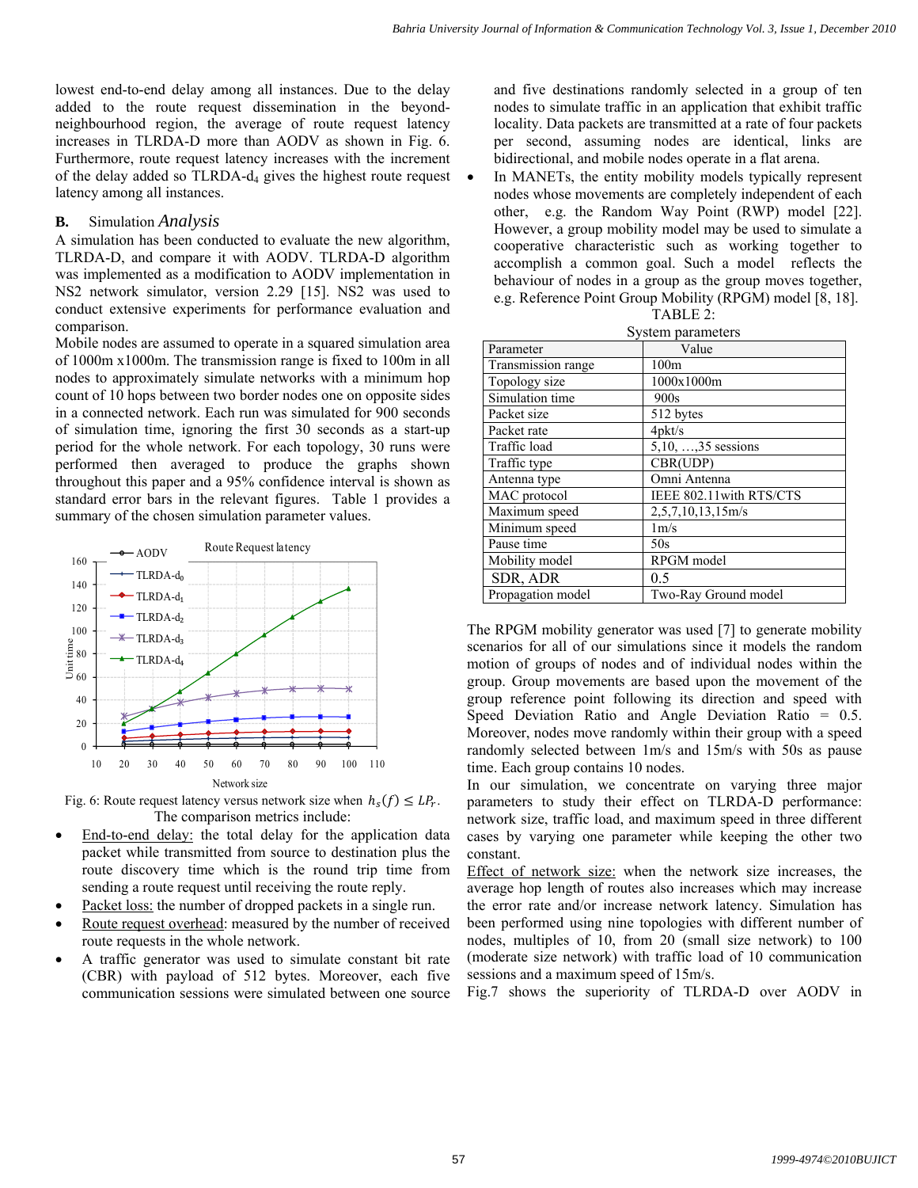lowest end-to-end delay among all instances. Due to the delay added to the route request dissemination in the beyond-neighbourhood region, the average of route request latency increases in TLRDA-D more than AODV as shown in Fig. 6. Furthermore, route request latency increases with the increment of the delay added so TLRDA-$d_4$ gives the highest route request latency among all instances.

### B. Simulation *Analysis*

A simulation has been conducted to evaluate the new algorithm, TLRDA-D, and compare it with AODV. TLRDA-D algorithm was implemented as a modification to AODV implementation in NS2 network simulator, version 2.29 [15]. NS2 was used to conduct extensive experiments for performance evaluation and comparison.

Mobile nodes are assumed to operate in a squared simulation area of 1000m x1000m. The transmission range is fixed to 100m in all nodes to approximately simulate networks with a minimum hop count of 10 hops between two border nodes one on opposite sides in a connected network. Each run was simulated for 900 seconds of simulation time, ignoring the first 30 seconds as a start-up period for the whole network. For each topology, 30 runs were performed then averaged to produce the graphs shown throughout this paper and a 95% confidence interval is shown as standard error bars in the relevant figures. Table 1 provides a summary of the chosen simulation parameter values.

Fig. 6: Route request latency versus network size when $h_s(f) \le LP_r$.

The comparison metrics include:

- End-to-end delay: the total delay for the application data packet while transmitted from source to destination plus the route discovery time which is the round trip time from sending a route request until receiving the route reply.
- Packet loss: the number of dropped packets in a single run.
- Route request overhead: measured by the number of received route requests in the whole network.
- A traffic generator was used to simulate constant bit rate (CBR) with payload of 512 bytes. Moreover, each five communication sessions were simulated between one source and five destinations randomly selected in a group of ten nodes to simulate traffic in an application that exhibit traffic locality. Data packets are transmitted at a rate of four packets per second, assuming nodes are identical, links are bidirectional, and mobile nodes operate in a flat arena.
- In MANETs, the entity mobility models typically represent nodes whose movements are completely independent of each other, e.g. the Random Way Point (RWP) model [22]. However, a group mobility model may be used to simulate a cooperative characteristic such as working together to accomplish a common goal. Such a model reflects the behaviour of nodes in a group as the group moves together, e.g. Reference Point Group Mobility (RPGM) model [8, 18].

TABLE 2:
System parameters

| Parameter | Value |
|---|---|
| Transmission range | 100m |
| Topology size | 1000x1000m |
| Simulation time | 900s |
| Packet size | 512 bytes |
| Packet rate | 4pkt/s |
| Traffic load | 5,10, …,35 sessions |
| Traffic type | CBR(UDP) |
| Antenna type | Omni Antenna |
| MAC protocol | IEEE 802.11with RTS/CTS |
| Maximum speed | 2,5,7,10,13,15m/s |
| Minimum speed | 1m/s |
| Pause time | 50s |
| Mobility model | RPGM model |
| SDR, ADR | 0.5 |
| Propagation model | Two-Ray Ground model |

The RPGM mobility generator was used [7] to generate mobility scenarios for all of our simulations since it models the random motion of groups of nodes and of individual nodes within the group. Group movements are based upon the movement of the group reference point following its direction and speed with Speed Deviation Ratio and Angle Deviation Ratio = 0.5. Moreover, nodes move randomly within their group with a speed randomly selected between 1m/s and 15m/s with 50s as pause time. Each group contains 10 nodes.

In our simulation, we concentrate on varying three major parameters to study their effect on TLRDA-D performance: network size, traffic load, and maximum speed in three different cases by varying one parameter while keeping the other two constant.

Effect of network size: when the network size increases, the average hop length of routes also increases which may increase the error rate and/or increase network latency. Simulation has been performed using nine topologies with different number of nodes, multiples of 10, from 20 (small size network) to 100 (moderate size network) with traffic load of 10 communication sessions and a maximum speed of 15m/s.

Fig.7 shows the superiority of TLRDA-D over AODV in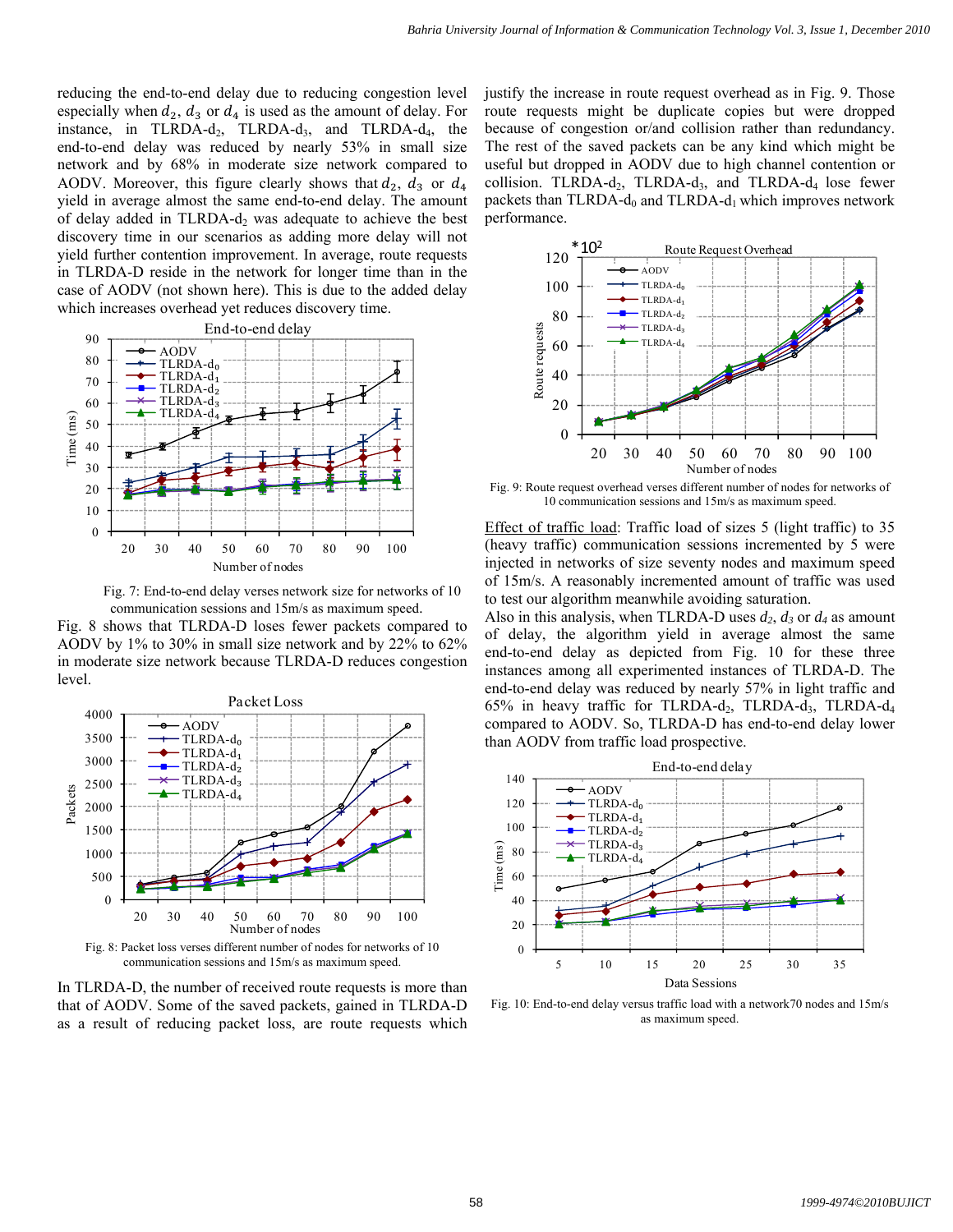reducing the end-to-end delay due to reducing congestion level especially when $d_2$, $d_3$ or $d_4$ is used as the amount of delay. For instance, in TLRDA-$d_2$, TLRDA-$d_3$, and TLRDA-$d_4$, the end-to-end delay was reduced by nearly 53% in small size network and by 68% in moderate size network compared to AODV. Moreover, this figure clearly shows that $d_2$, $d_3$ or $d_4$ yield in average almost the same end-to-end delay. The amount of delay added in TLRDA-$d_2$ was adequate to achieve the best discovery time in our scenarios as adding more delay will not yield further contention improvement. In average, route requests in TLRDA-D reside in the network for longer time than in the case of AODV (not shown here). This is due to the added delay which increases overhead yet reduces discovery time.

Fig. 7: End-to-end delay verses network size for networks of 10 communication sessions and 15m/s as maximum speed.

Fig. 8 shows that TLRDA-D loses fewer packets compared to AODV by 1% to 30% in small size network and by 22% to 62% in moderate size network because TLRDA-D reduces congestion level.

Fig. 8: Packet loss verses different number of nodes for networks of 10 communication sessions and 15m/s as maximum speed.

In TLRDA-D, the number of received route requests is more than that of AODV. Some of the saved packets, gained in TLRDA-D as a result of reducing packet loss, are route requests which justify the increase in route request overhead as in Fig. 9. Those route requests might be duplicate copies but were dropped because of congestion or/and collision rather than redundancy. The rest of the saved packets can be any kind which might be useful but dropped in AODV due to high channel contention or collision. TLRDA-$d_2$, TLRDA-$d_3$, and TLRDA-$d_4$ lose fewer packets than TLRDA-$d_0$ and TLRDA-$d_1$ which improves network performance.

Fig. 9: Route request overhead verses different number of nodes for networks of 10 communication sessions and 15m/s as maximum speed.

Effect of traffic load: Traffic load of sizes 5 (light traffic) to 35 (heavy traffic) communication sessions incremented by 5 were injected in networks of size seventy nodes and maximum speed of 15m/s. A reasonably incremented amount of traffic was used to test our algorithm meanwhile avoiding saturation.

Also in this analysis, when TLRDA-D uses $d_2$, $d_3$ or $d_4$ as amount of delay, the algorithm yield in average almost the same end-to-end delay as depicted from Fig. 10 for these three instances among all experimented instances of TLRDA-D. The end-to-end delay was reduced by nearly 57% in light traffic and 65% in heavy traffic for TLRDA-$d_2$, TLRDA-$d_3$, TLRDA-$d_4$ compared to AODV. So, TLRDA-D has end-to-end delay lower than AODV from traffic load prospective.

Fig. 10: End-to-end delay versus traffic load with a network70 nodes and 15m/s as maximum speed.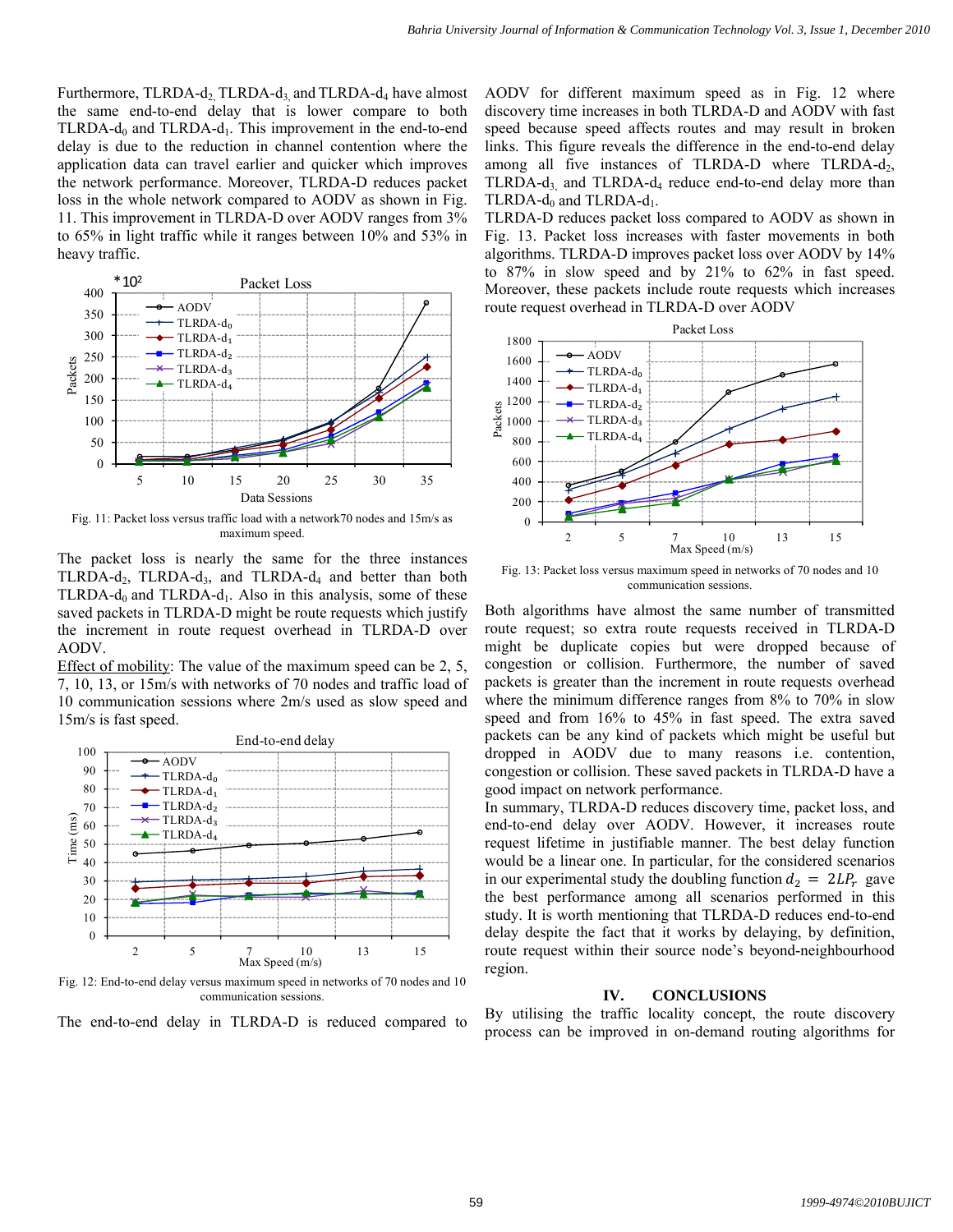Furthermore, TLRDA-$d_2$, TLRDA-$d_3$, and TLRDA-$d_4$ have almost the same end-to-end delay that is lower compare to both TLRDA-$d_0$ and TLRDA-$d_1$. This improvement in the end-to-end delay is due to the reduction in channel contention where the application data can travel earlier and quicker which improves the network performance. Moreover, TLRDA-D reduces packet loss in the whole network compared to AODV as shown in Fig. 11. This improvement in TLRDA-D over AODV ranges from 3% to 65% in light traffic while it ranges between 10% and 53% in heavy traffic.

Fig. 11: Packet loss versus traffic load with a network70 nodes and 15m/s as maximum speed.

The packet loss is nearly the same for the three instances TLRDA-$d_2$, TLRDA-$d_3$, and TLRDA-$d_4$ and better than both TLRDA-$d_0$ and TLRDA-$d_1$. Also in this analysis, some of these saved packets in TLRDA-D might be route requests which justify the increment in route request overhead in TLRDA-D over AODV.

Effect of mobility: The value of the maximum speed can be 2, 5, 7, 10, 13, or 15m/s with networks of 70 nodes and traffic load of 10 communication sessions where 2m/s used as slow speed and 15m/s is fast speed.

Fig. 12: End-to-end delay versus maximum speed in networks of 70 nodes and 10 communication sessions.

The end-to-end delay in TLRDA-D is reduced compared to AODV for different maximum speed as in Fig. 12 where discovery time increases in both TLRDA-D and AODV with fast speed because speed affects routes and may result in broken links. This figure reveals the difference in the end-to-end delay among all five instances of TLRDA-D where TLRDA-$d_2$, TLRDA-$d_3$, and TLRDA-$d_4$ reduce end-to-end delay more than TLRDA-$d_0$ and TLRDA-$d_1$.

TLRDA-D reduces packet loss compared to AODV as shown in Fig. 13. Packet loss increases with faster movements in both algorithms. TLRDA-D improves packet loss over AODV by 14% to 87% in slow speed and by 21% to 62% in fast speed. Moreover, these packets include route requests which increases route request overhead in TLRDA-D over AODV

Fig. 13: Packet loss versus maximum speed in networks of 70 nodes and 10 communication sessions.

Both algorithms have almost the same number of transmitted route request; so extra route requests received in TLRDA-D might be duplicate copies but were dropped because of congestion or collision. Furthermore, the number of saved packets is greater than the increment in route requests overhead where the minimum difference ranges from 8% to 70% in slow speed and from 16% to 45% in fast speed. The extra saved packets can be any kind of packets which might be useful but dropped in AODV due to many reasons i.e. contention, congestion or collision. These saved packets in TLRDA-D have a good impact on network performance.

In summary, TLRDA-D reduces discovery time, packet loss, and end-to-end delay over AODV. However, it increases route request lifetime in justifiable manner. The best delay function would be a linear one. In particular, for the considered scenarios in our experimental study the doubling function $d_2 = 2LP_r$ gave the best performance among all scenarios performed in this study. It is worth mentioning that TLRDA-D reduces end-to-end delay despite the fact that it works by delaying, by definition, route request within their source node's beyond-neighbourhood region.

## IV. CONCLUSIONS

By utilising the traffic locality concept, the route discovery process can be improved in on-demand routing algorithms for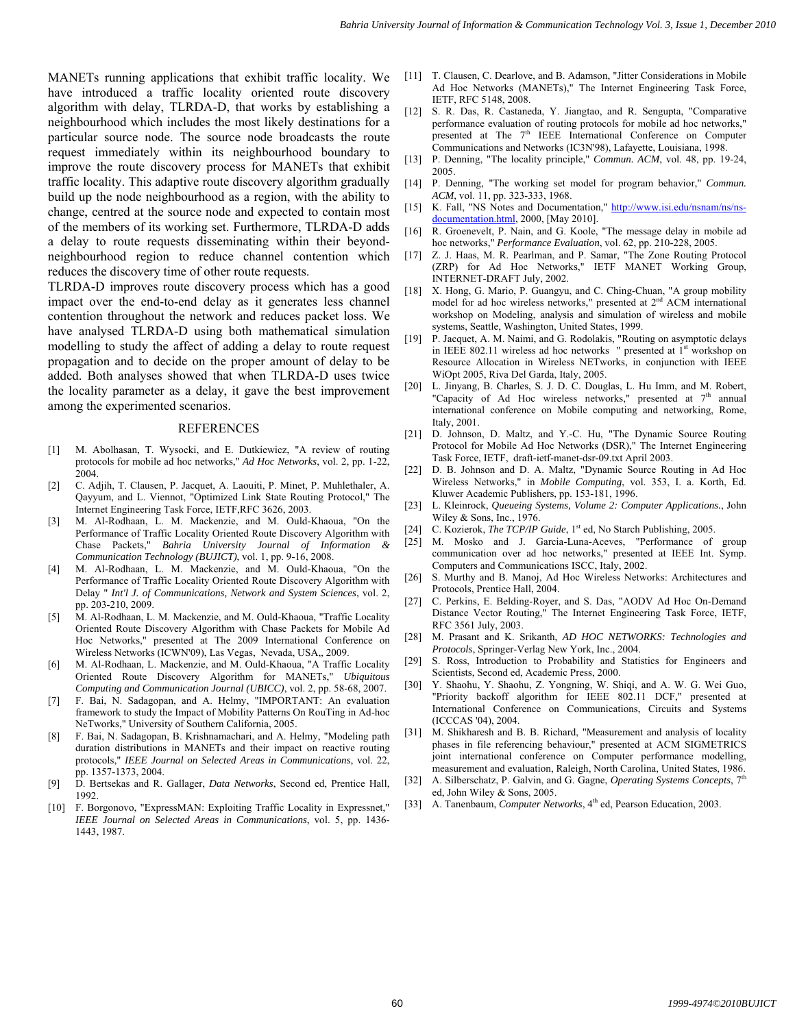MANETs running applications that exhibit traffic locality. We have introduced a traffic locality oriented route discovery algorithm with delay, TLRDA-D, that works by establishing a neighbourhood which includes the most likely destinations for a particular source node. The source node broadcasts the route request immediately within its neighbourhood boundary to improve the route discovery process for MANETs that exhibit traffic locality. This adaptive route discovery algorithm gradually build up the node neighbourhood as a region, with the ability to change, centred at the source node and expected to contain most of the members of its working set. Furthermore, TLRDA-D adds a delay to route requests disseminating within their beyond-neighbourhood region to reduce channel contention which reduces the discovery time of other route requests.

TLRDA-D improves route discovery process which has a good impact over the end-to-end delay as it generates less channel contention throughout the network and reduces packet loss. We have analysed TLRDA-D using both mathematical simulation modelling to study the affect of adding a delay to route request propagation and to decide on the proper amount of delay to be added. Both analyses showed that when TLRDA-D uses twice the locality parameter as a delay, it gave the best improvement among the experimented scenarios.

## REFERENCES

[1] M. Abolhasan, T. Wysocki, and E. Dutkiewicz, "A review of routing protocols for mobile ad hoc networks," *Ad Hoc Networks*, vol. 2, pp. 1-22, 2004.

[2] C. Adjih, T. Clausen, P. Jacquet, A. Laouiti, P. Minet, P. Muhlethaler, A. Qayyum, and L. Viennot, "Optimized Link State Routing Protocol," The Internet Engineering Task Force, IETF,RFC 3626, 2003.

[3] M. Al-Rodhaan, L. M. Mackenzie, and M. Ould-Khaoua, "On the Performance of Traffic Locality Oriented Route Discovery Algorithm with Chase Packets," *Bahria University Journal of Information & Communication Technology (BUJICT)*, vol. 1, pp. 9-16, 2008.

[4] M. Al-Rodhaan, L. M. Mackenzie, and M. Ould-Khaoua, "On the Performance of Traffic Locality Oriented Route Discovery Algorithm with Delay " *Int'l J. of Communications, Network and System Sciences*, vol. 2, pp. 203-210, 2009.

[5] M. Al-Rodhaan, L. M. Mackenzie, and M. Ould-Khaoua, "Traffic Locality Oriented Route Discovery Algorithm with Chase Packets for Mobile Ad Hoc Networks," presented at The 2009 International Conference on Wireless Networks (ICWN'09), Las Vegas, Nevada, USA,, 2009.

[6] M. Al-Rodhaan, L. Mackenzie, and M. Ould-Khaoua, "A Traffic Locality Oriented Route Discovery Algorithm for MANETs," *Ubiquitous Computing and Communication Journal (UBICC)*, vol. 2, pp. 58-68, 2007.

[7] F. Bai, N. Sadagopan, and A. Helmy, "IMPORTANT: An evaluation framework to study the Impact of Mobility Patterns On RouTing in Ad-hoc NeTworks," University of Southern California, 2005.

[8] F. Bai, N. Sadagopan, B. Krishnamachari, and A. Helmy, "Modeling path duration distributions in MANETs and their impact on reactive routing protocols," *IEEE Journal on Selected Areas in Communications*, vol. 22, pp. 1357-1373, 2004.

[9] D. Bertsekas and R. Gallager, *Data Networks*, Second ed, Prentice Hall, 1992.

[10] F. Borgonovo, "ExpressMAN: Exploiting Traffic Locality in Expressnet," *IEEE Journal on Selected Areas in Communications*, vol. 5, pp. 1436-1443, 1987.

[11] T. Clausen, C. Dearlove, and B. Adamson, "Jitter Considerations in Mobile Ad Hoc Networks (MANETs)," The Internet Engineering Task Force, IETF, RFC 5148, 2008.

[12] S. R. Das, R. Castaneda, Y. Jiangtao, and R. Sengupta, "Comparative performance evaluation of routing protocols for mobile ad hoc networks," presented at The 7th IEEE International Conference on Computer Communications and Networks (IC3N'98), Lafayette, Louisiana, 1998.

[13] P. Denning, "The locality principle," *Commun. ACM*, vol. 48, pp. 19-24, 2005.

[14] P. Denning, "The working set model for program behavior," *Commun. ACM*, vol. 11, pp. 323-333, 1968.

[15] K. Fall, "NS Notes and Documentation," http://www.isi.edu/nsnam/ns/ns-documentation.html, 2000, [May 2010].

[16] R. Groenevelt, P. Nain, and G. Koole, "The message delay in mobile ad hoc networks," *Performance Evaluation*, vol. 62, pp. 210-228, 2005.

[17] Z. J. Haas, M. R. Pearlman, and P. Samar, "The Zone Routing Protocol (ZRP) for Ad Hoc Networks," IETF MANET Working Group, INTERNET-DRAFT July, 2002.

[18] X. Hong, G. Mario, P. Guangyu, and C. Ching-Chuan, "A group mobility model for ad hoc wireless networks," presented at 2nd ACM international workshop on Modeling, analysis and simulation of wireless and mobile systems, Seattle, Washington, United States, 1999.

[19] P. Jacquet, A. M. Naimi, and G. Rodolakis, "Routing on asymptotic delays in IEEE 802.11 wireless ad hoc networks " presented at 1st workshop on Resource Allocation in Wireless NETworks, in conjunction with IEEE WiOpt 2005, Riva Del Garda, Italy, 2005.

[20] L. Jinyang, B. Charles, S. J. D. C. Douglas, L. Hu Imm, and M. Robert, "Capacity of Ad Hoc wireless networks," presented at 7th annual international conference on Mobile computing and networking, Rome, Italy, 2001.

[21] D. Johnson, D. Maltz, and Y.-C. Hu, "The Dynamic Source Routing Protocol for Mobile Ad Hoc Networks (DSR)," The Internet Engineering Task Force, IETF, draft-ietf-manet-dsr-09.txt April 2003.

[22] D. B. Johnson and D. A. Maltz, "Dynamic Source Routing in Ad Hoc Wireless Networks," in *Mobile Computing*, vol. 353, I. a. Korth, Ed. Kluwer Academic Publishers, pp. 153-181, 1996.

[23] L. Kleinrock, *Queueing Systems, Volume 2: Computer Applications.*, John Wiley & Sons, Inc., 1976.

[24] C. Kozierok, *The TCP/IP Guide*, 1st ed, No Starch Publishing, 2005.

[25] M. Mosko and J. Garcia-Luna-Aceves, "Performance of group communication over ad hoc networks," presented at IEEE Int. Symp. Computers and Communications ISCC, Italy, 2002.

[26] S. Murthy and B. Manoj, Ad Hoc Wireless Networks: Architectures and Protocols, Prentice Hall, 2004.

[27] C. Perkins, E. Belding-Royer, and S. Das, "AODV Ad Hoc On-Demand Distance Vector Routing," The Internet Engineering Task Force, IETF, RFC 3561 July, 2003.

[28] M. Prasant and K. Srikanth, *AD HOC NETWORKS: Technologies and Protocols*, Springer-Verlag New York, Inc., 2004.

[29] S. Ross, Introduction to Probability and Statistics for Engineers and Scientists, Second ed, Academic Press, 2000.

[30] Y. Shaohu, Y. Shaohu, Z. Yongning, W. Shiqi, and A. W. G. Wei Guo, "Priority backoff algorithm for IEEE 802.11 DCF," presented at International Conference on Communications, Circuits and Systems (ICCCAS '04), 2004.

[31] M. Shikharesh and B. B. Richard, "Measurement and analysis of locality phases in file referencing behaviour," presented at ACM SIGMETRICS joint international conference on Computer performance modelling, measurement and evaluation, Raleigh, North Carolina, United States, 1986.

[32] A. Silberschatz, P. Galvin, and G. Gagne, *Operating Systems Concepts*, 7th ed, John Wiley & Sons, 2005.

[33] A. Tanenbaum, *Computer Networks*, 4th ed, Pearson Education, 2003.